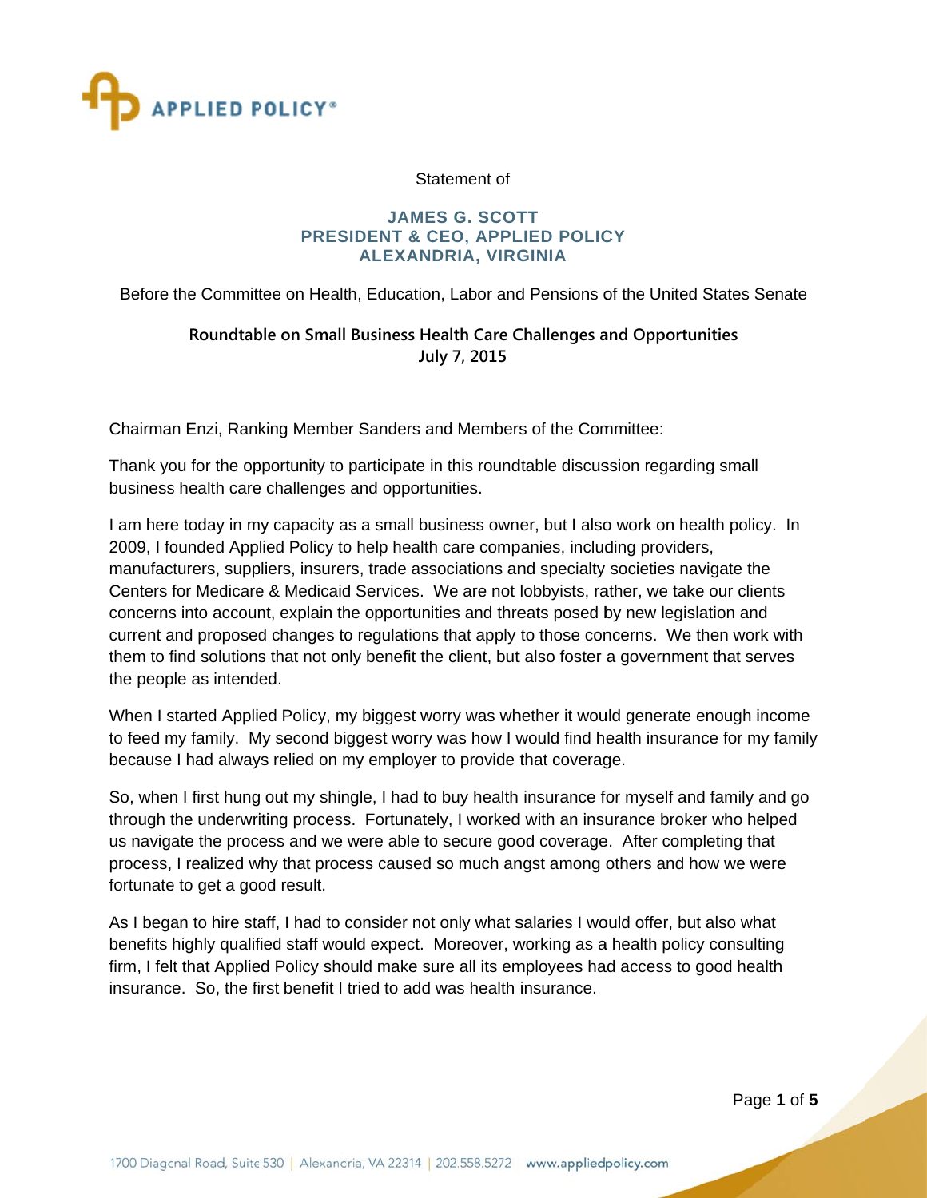Statement of

**JAMES G. SCOTT**
**PRESIDENT & CEO, APPLIED POLICY**
**ALEXANDRIA, VIRGINIA**

Before the Committee on Health, Education, Labor and Pensions of the United States Senate

**Roundtable on Small Business Health Care Challenges and Opportunities**
**July 7, 2015**

Chairman Enzi, Ranking Member Sanders and Members of the Committee:

Thank you for the opportunity to participate in this roundtable discussion regarding small business health care challenges and opportunities.

I am here today in my capacity as a small business owner, but I also work on health policy. In 2009, I founded Applied Policy to help health care companies, including providers, manufacturers, suppliers, insurers, trade associations and specialty societies navigate the Centers for Medicare & Medicaid Services. We are not lobbyists, rather, we take our clients concerns into account, explain the opportunities and threats posed by new legislation and current and proposed changes to regulations that apply to those concerns. We then work with them to find solutions that not only benefit the client, but also foster a government that serves the people as intended.

When I started Applied Policy, my biggest worry was whether it would generate enough income to feed my family. My second biggest worry was how I would find health insurance for my family because I had always relied on my employer to provide that coverage.

So, when I first hung out my shingle, I had to buy health insurance for myself and family and go through the underwriting process. Fortunately, I worked with an insurance broker who helped us navigate the process and we were able to secure good coverage. After completing that process, I realized why that process caused so much angst among others and how we were fortunate to get a good result.

As I began to hire staff, I had to consider not only what salaries I would offer, but also what benefits highly qualified staff would expect. Moreover, working as a health policy consulting firm, I felt that Applied Policy should make sure all its employees had access to good health insurance. So, the first benefit I tried to add was health insurance.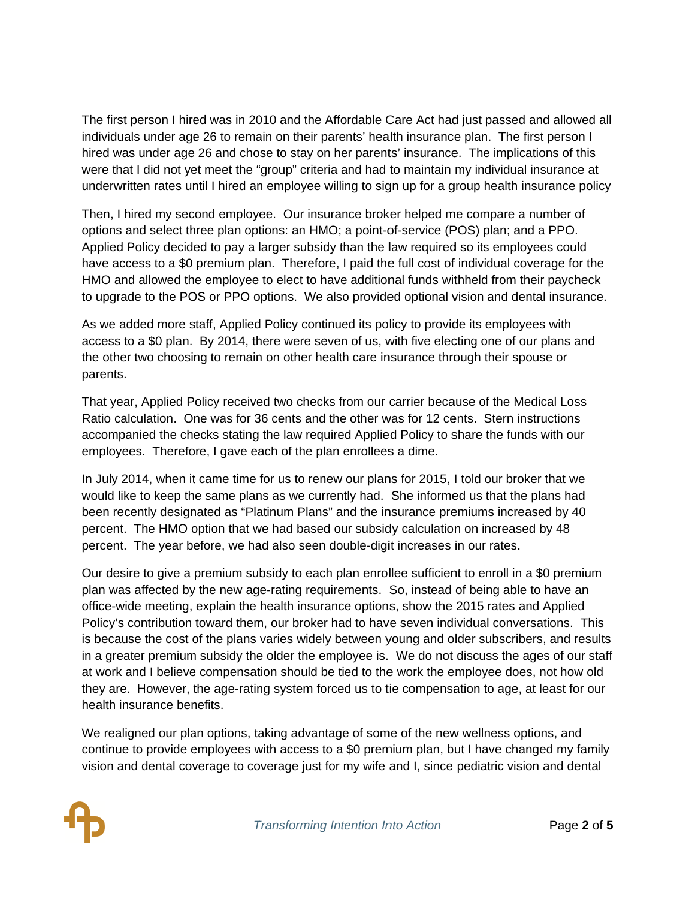The first person I hired was in 2010 and the Affordable Care Act had just passed and allowed all individuals under age 26 to remain on their parents' health insurance plan. The first person I hired was under age 26 and chose to stay on her parents' insurance. The implications of this were that I did not yet meet the "group" criteria and had to maintain my individual insurance at underwritten rates until I hired an employee willing to sign up for a group health insurance policy

Then, I hired my second employee. Our insurance broker helped me compare a number of options and select three plan options: an HMO; a point-of-service (POS) plan; and a PPO. Applied Policy decided to pay a larger subsidy than the law required so its employees could have access to a $0 premium plan. Therefore, I paid the full cost of individual coverage for the HMO and allowed the employee to elect to have additional funds withheld from their paycheck to upgrade to the POS or PPO options. We also provided optional vision and dental insurance.

As we added more staff, Applied Policy continued its policy to provide its employees with access to a $0 plan. By 2014, there were seven of us, with five electing one of our plans and the other two choosing to remain on other health care insurance through their spouse or parents.

That year, Applied Policy received two checks from our carrier because of the Medical Loss Ratio calculation. One was for 36 cents and the other was for 12 cents. Stern instructions accompanied the checks stating the law required Applied Policy to share the funds with our employees. Therefore, I gave each of the plan enrollees a dime.

In July 2014, when it came time for us to renew our plans for 2015, I told our broker that we would like to keep the same plans as we currently had. She informed us that the plans had been recently designated as "Platinum Plans" and the insurance premiums increased by 40 percent. The HMO option that we had based our subsidy calculation on increased by 48 percent. The year before, we had also seen double-digit increases in our rates.

Our desire to give a premium subsidy to each plan enrollee sufficient to enroll in a $0 premium plan was affected by the new age-rating requirements. So, instead of being able to have an office-wide meeting, explain the health insurance options, show the 2015 rates and Applied Policy's contribution toward them, our broker had to have seven individual conversations. This is because the cost of the plans varies widely between young and older subscribers, and results in a greater premium subsidy the older the employee is. We do not discuss the ages of our staff at work and I believe compensation should be tied to the work the employee does, not how old they are. However, the age-rating system forced us to tie compensation to age, at least for our health insurance benefits.

We realigned our plan options, taking advantage of some of the new wellness options, and continue to provide employees with access to a $0 premium plan, but I have changed my family vision and dental coverage to coverage just for my wife and I, since pediatric vision and dental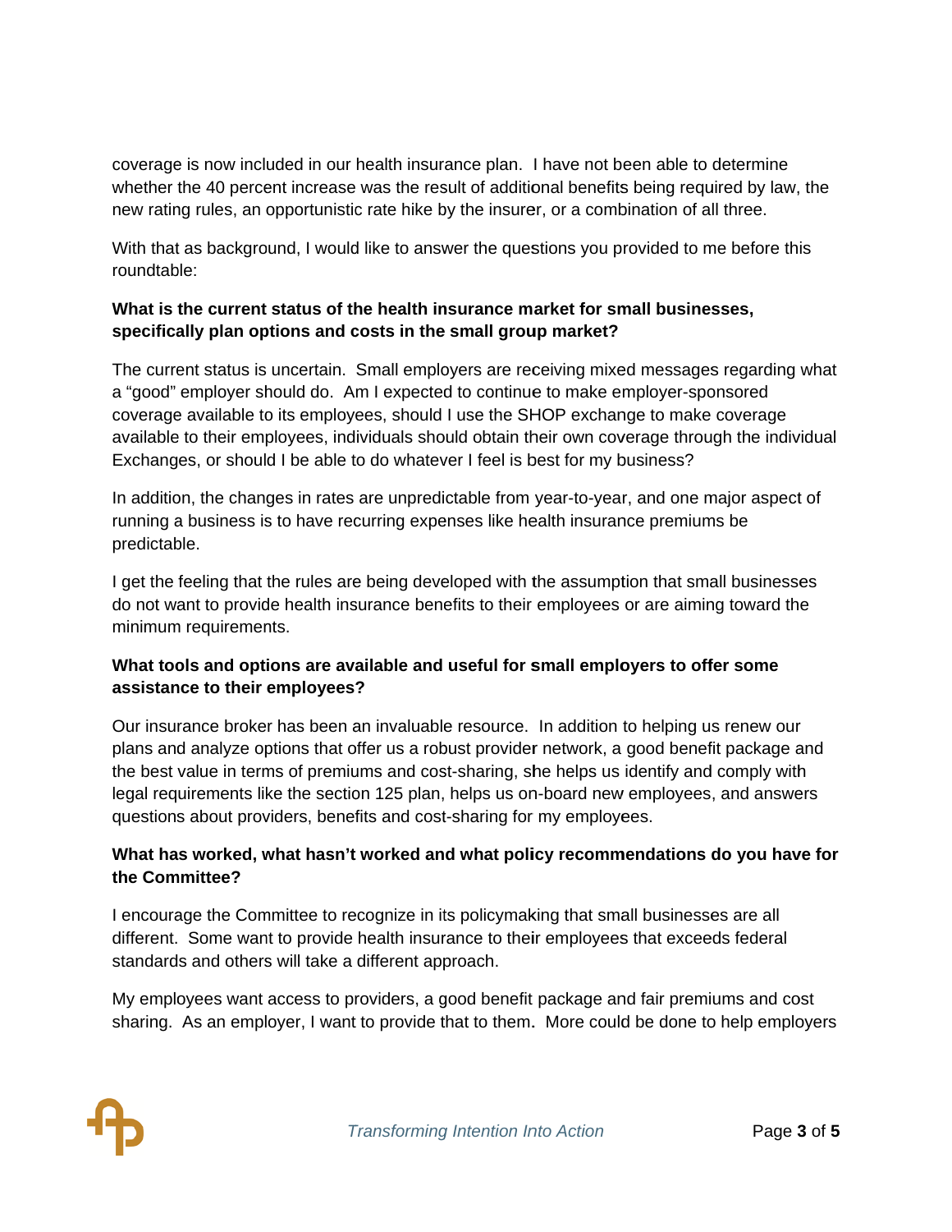coverage is now included in our health insurance plan. I have not been able to determine whether the 40 percent increase was the result of additional benefits being required by law, the new rating rules, an opportunistic rate hike by the insurer, or a combination of all three.

With that as background, I would like to answer the questions you provided to me before this roundtable:

**What is the current status of the health insurance market for small businesses, specifically plan options and costs in the small group market?**

The current status is uncertain. Small employers are receiving mixed messages regarding what a "good" employer should do. Am I expected to continue to make employer-sponsored coverage available to its employees, should I use the SHOP exchange to make coverage available to their employees, individuals should obtain their own coverage through the individual Exchanges, or should I be able to do whatever I feel is best for my business?

In addition, the changes in rates are unpredictable from year-to-year, and one major aspect of running a business is to have recurring expenses like health insurance premiums be predictable.

I get the feeling that the rules are being developed with the assumption that small businesses do not want to provide health insurance benefits to their employees or are aiming toward the minimum requirements.

**What tools and options are available and useful for small employers to offer some assistance to their employees?**

Our insurance broker has been an invaluable resource. In addition to helping us renew our plans and analyze options that offer us a robust provider network, a good benefit package and the best value in terms of premiums and cost-sharing, she helps us identify and comply with legal requirements like the section 125 plan, helps us on-board new employees, and answers questions about providers, benefits and cost-sharing for my employees.

**What has worked, what hasn't worked and what policy recommendations do you have for the Committee?**

I encourage the Committee to recognize in its policymaking that small businesses are all different. Some want to provide health insurance to their employees that exceeds federal standards and others will take a different approach.

My employees want access to providers, a good benefit package and fair premiums and cost sharing. As an employer, I want to provide that to them. More could be done to help employers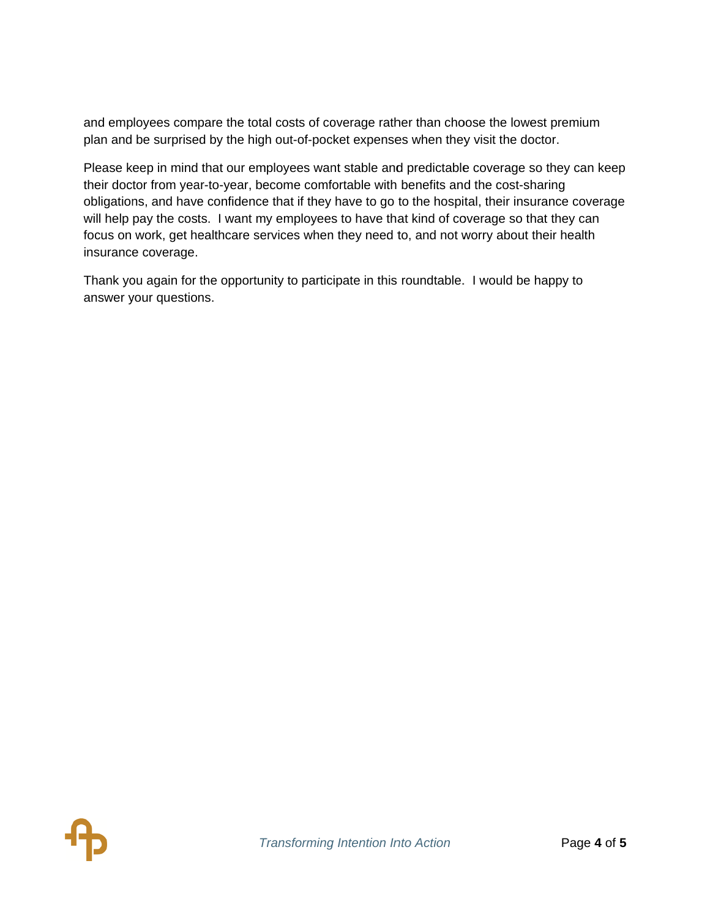and employees compare the total costs of coverage rather than choose the lowest premium plan and be surprised by the high out-of-pocket expenses when they visit the doctor.

Please keep in mind that our employees want stable and predictable coverage so they can keep their doctor from year-to-year, become comfortable with benefits and the cost-sharing obligations, and have confidence that if they have to go to the hospital, their insurance coverage will help pay the costs. I want my employees to have that kind of coverage so that they can focus on work, get healthcare services when they need to, and not worry about their health insurance coverage.

Thank you again for the opportunity to participate in this roundtable. I would be happy to answer your questions.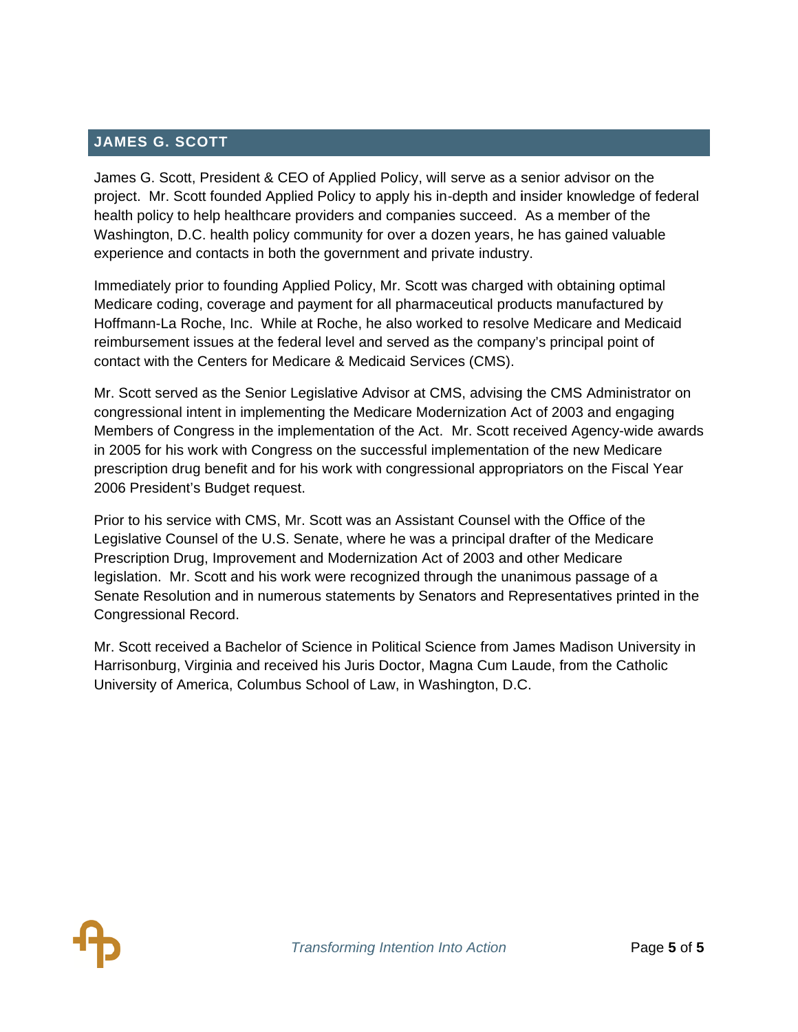## JAMES G. SCOTT

James G. Scott, President & CEO of Applied Policy, will serve as a senior advisor on the project. Mr. Scott founded Applied Policy to apply his in-depth and insider knowledge of federal health policy to help healthcare providers and companies succeed. As a member of the Washington, D.C. health policy community for over a dozen years, he has gained valuable experience and contacts in both the government and private industry.

Immediately prior to founding Applied Policy, Mr. Scott was charged with obtaining optimal Medicare coding, coverage and payment for all pharmaceutical products manufactured by Hoffmann-La Roche, Inc. While at Roche, he also worked to resolve Medicare and Medicaid reimbursement issues at the federal level and served as the company's principal point of contact with the Centers for Medicare & Medicaid Services (CMS).

Mr. Scott served as the Senior Legislative Advisor at CMS, advising the CMS Administrator on congressional intent in implementing the Medicare Modernization Act of 2003 and engaging Members of Congress in the implementation of the Act. Mr. Scott received Agency-wide awards in 2005 for his work with Congress on the successful implementation of the new Medicare prescription drug benefit and for his work with congressional appropriators on the Fiscal Year 2006 President's Budget request.

Prior to his service with CMS, Mr. Scott was an Assistant Counsel with the Office of the Legislative Counsel of the U.S. Senate, where he was a principal drafter of the Medicare Prescription Drug, Improvement and Modernization Act of 2003 and other Medicare legislation. Mr. Scott and his work were recognized through the unanimous passage of a Senate Resolution and in numerous statements by Senators and Representatives printed in the Congressional Record.

Mr. Scott received a Bachelor of Science in Political Science from James Madison University in Harrisonburg, Virginia and received his Juris Doctor, Magna Cum Laude, from the Catholic University of America, Columbus School of Law, in Washington, D.C.